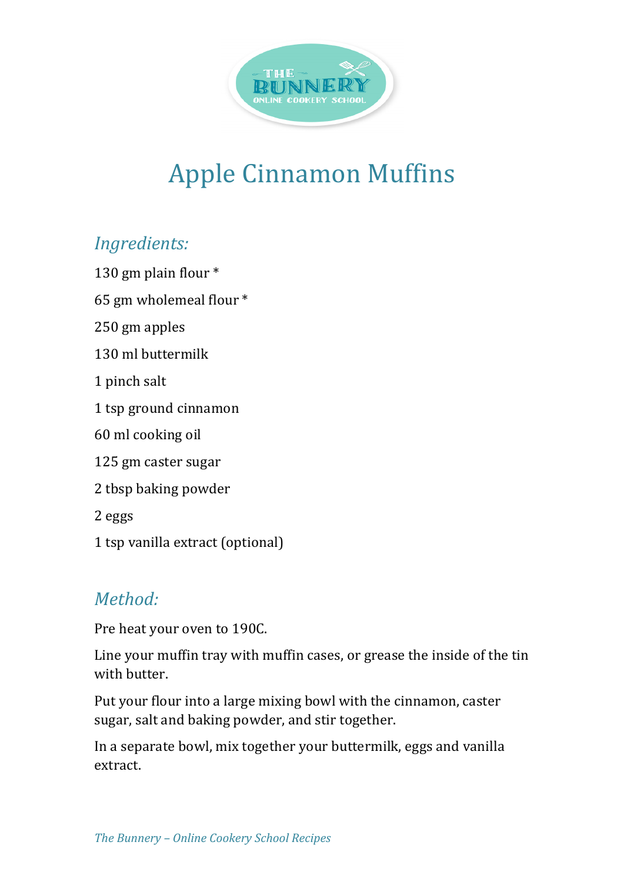# Apple Cinnamon Muffins

## *Ingredients:*

130 gm plain flour *

65 gm wholemeal flour *

250 gm apples

130 ml buttermilk

1 pinch salt

1 tsp ground cinnamon

60 ml cooking oil

125 gm caster sugar

2 tbsp baking powder

2 eggs

1 tsp vanilla extract (optional)

## *Method:*

Pre heat your oven to 190C.

Line your muffin tray with muffin cases, or grease the inside of the tin with butter.

Put your flour into a large mixing bowl with the cinnamon, caster sugar, salt and baking powder, and stir together.

In a separate bowl, mix together your buttermilk, eggs and vanilla extract.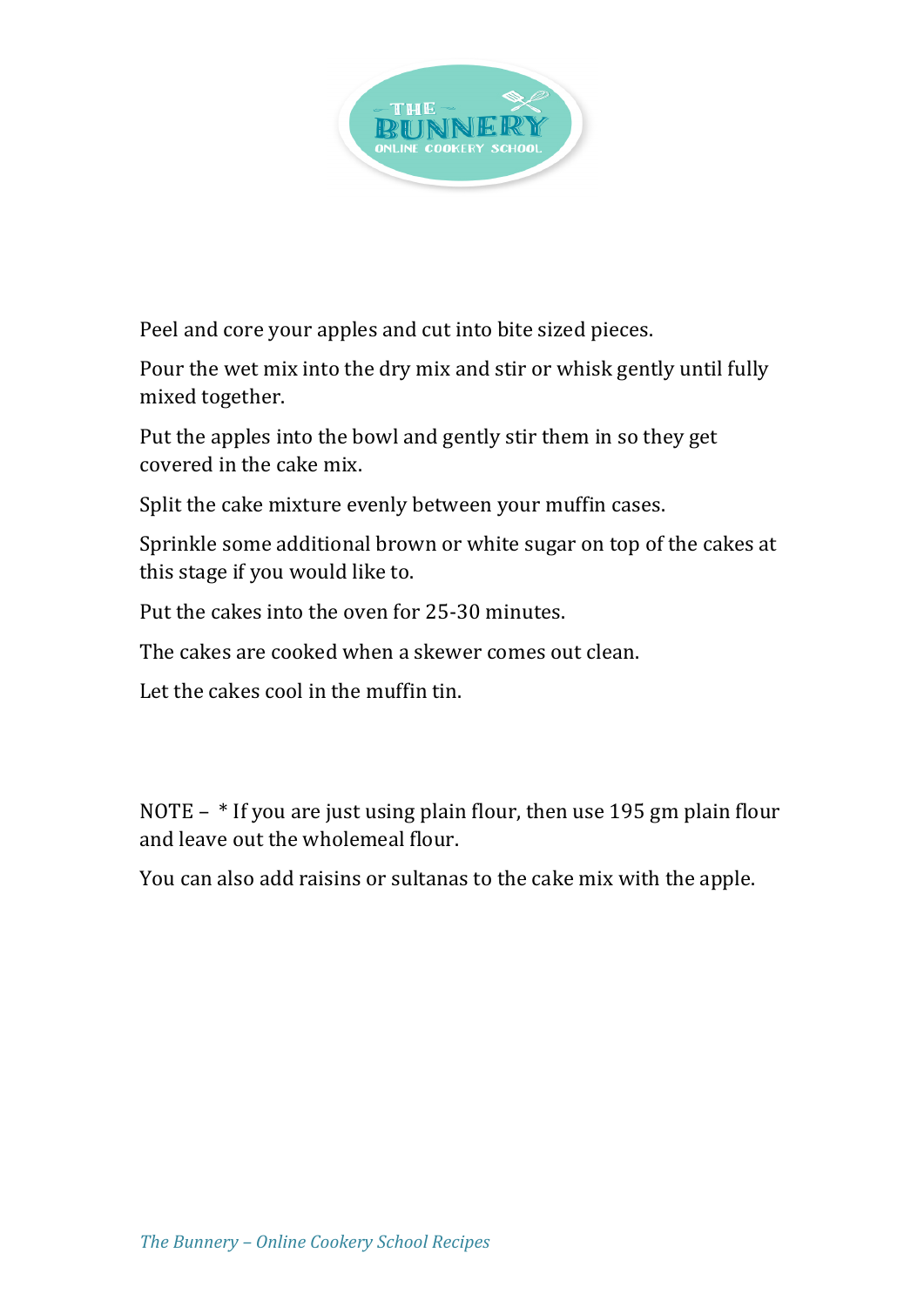Peel and core your apples and cut into bite sized pieces.

Pour the wet mix into the dry mix and stir or whisk gently until fully mixed together.

Put the apples into the bowl and gently stir them in so they get covered in the cake mix.

Split the cake mixture evenly between your muffin cases.

Sprinkle some additional brown or white sugar on top of the cakes at this stage if you would like to.

Put the cakes into the oven for 25-30 minutes.

The cakes are cooked when a skewer comes out clean.

Let the cakes cool in the muffin tin.

NOTE – * If you are just using plain flour, then use 195 gm plain flour and leave out the wholemeal flour.

You can also add raisins or sultanas to the cake mix with the apple.